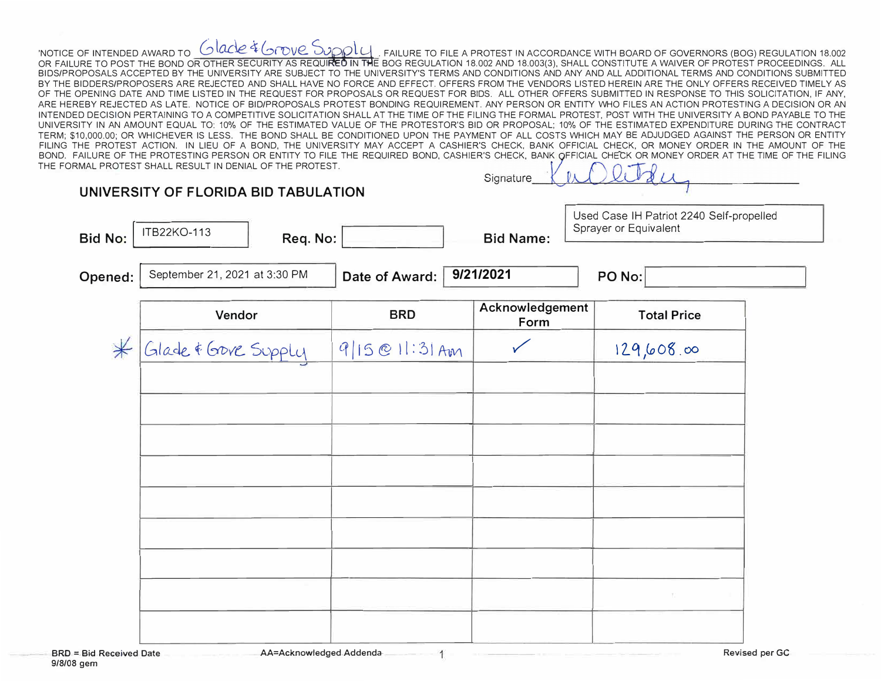'NOTICE OF INTENDED AWARD TO Glade & Grove Supply. FAILURE TO FILE A PROTEST IN ACCORDANCE WITH BOARD OF GOVERNORS (BOG) REGULATION 18.002 OR FAILURE TO POST THE BOND OR OTHER SECURITY AS REQUIRED IN THE BOG REGULATION 18.002 AND 18.003(3), SHALL CONSTITUTE A WAIVER OF PROTEST PROCEEDINGS. ALL BIDS/PROPOSALS ACCEPTED BY THE UNIVERSITY ARE SUBJECT TO THE UNIVERSITY'S TERMS AND CONDITIONS AND ANY AND ALL ADDITIONAL TERMS AND CONDITIONS SUBMITTED BY THE BIDDERS/PROPOSERS ARE REJECTED AND SHALL HAVE NO FORCE AND EFFECT. OFFERS FROM THE VENDORS LISTED HEREIN ARE THE ONLY OFFERS RECEIVED TIMELY AS OF THE OPENING DATE AND TIME LISTED IN THE REQUEST FOR PROPOSALS OR REQUEST FOR BIDS. ALL OTHER OFFERS SUBMITTED IN RESPONSE TO THIS SOLICITATION, IF ANY, ARE HEREBY REJECTED AS LATE. NOTICE OF BID/PROPOSALS PROTEST BONDING REQUIREMENT. ANY PERSON OR ENTITY WHO FILES AN ACTION PROTESTING A DECISION OR AN INTENDED DECISION PERTAINING TO A COMPETITIVE SOLICITATION SHALL AT THE TIME OF THE FILING THE FORMAL PROTEST, POST WITH THE UNIVERSITY A BOND PAYABLE TO THE UNIVERSITY IN AN AMOUNT EQUAL TO: 10% OF THE ESTIMATED VALUE OF THE PROTESTOR'S BID OR PROPOSAL; 10% OF THE ESTIMATED EXPENDITURE DURING THE CONTRACT TERM; $10,000.00; OR WHICHEVER IS LESS. THE BOND SHALL BE CONDITIONED UPON THE PAYMENT OF ALL COSTS WHICH MAY BE ADJUDGED AGAINST THE PERSON OR ENTITY FILING THE PROTEST ACTION. IN LIEU OF A BOND, THE UNIVERSITY MAY ACCEPT A CASHIER'S CHECK, BANK OFFICIAL CHECK, OR MONEY ORDER IN THE AMOUNT OF THE BOND. FAILURE OF THE PROTESTING PERSON OR ENTITY TO FILE THE REQUIRED BOND, CASHIER'S CHECK, BANK OFFICIAL CHECK OR MONEY ORDER AT THE TIME OF THE FILING THE FORMAL PROTEST SHALL RESULT IN DENIAL OF THE PROTEST.

Signature ___________

## UNIVERSITY OF FLORIDA BID TABULATION

**Bid No:** ITB22KO-113 **Req. No:** 

**Bid Name:** Used Case IH Patriot 2240 Self-propelled Sprayer or Equivalent

**Opened:** September 21, 2021 at 3:30 PM **Date of Award:** 9/21/2021 **PO No:** 

| Vendor | BRD | Acknowledgement Form | Total Price |
|---|---|---|---|
| * Glade & Grove Supply | 9/15 @ 11:31 AM | ✓ | 129,608.00 |
| | | | |
| | | | |
| | | | |
| | | | |
| | | | |
| | | | |
| | | | |
| | | | |
| | | | |

BRD = Bid Received Date AA=Acknowledged Addenda Revised per GC

9/8/08 gem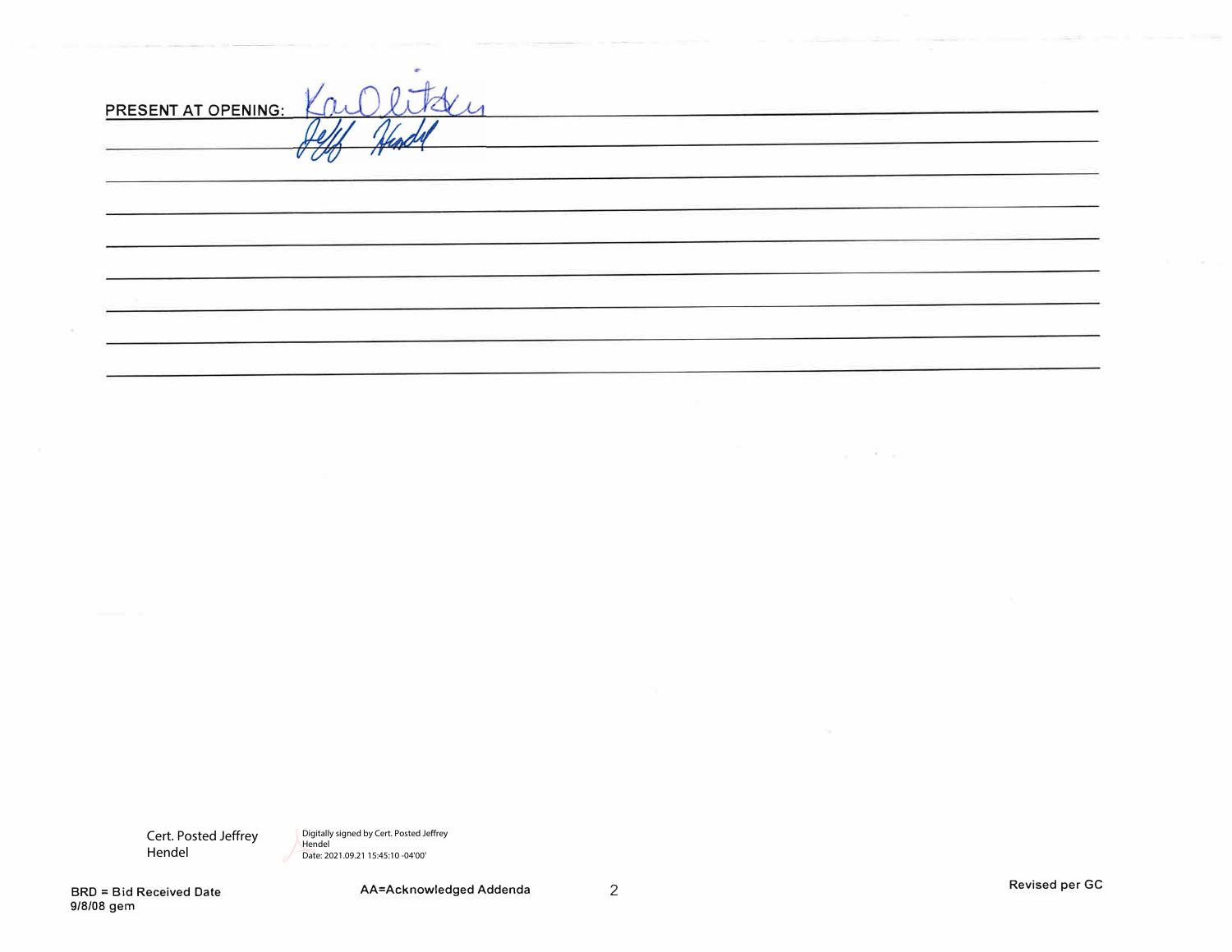**PRESENT AT OPENING:** Kai Olitsky

Jeff Hendel

Cert. Posted Jeffrey Hendel

Digitally signed by Cert. Posted Jeffrey Hendel
Date: 2021.09.21 15:45:10 -04'00'

BRD = Bid Received Date
9/8/08 gem

AA=Acknowledged Addenda

Revised per GC